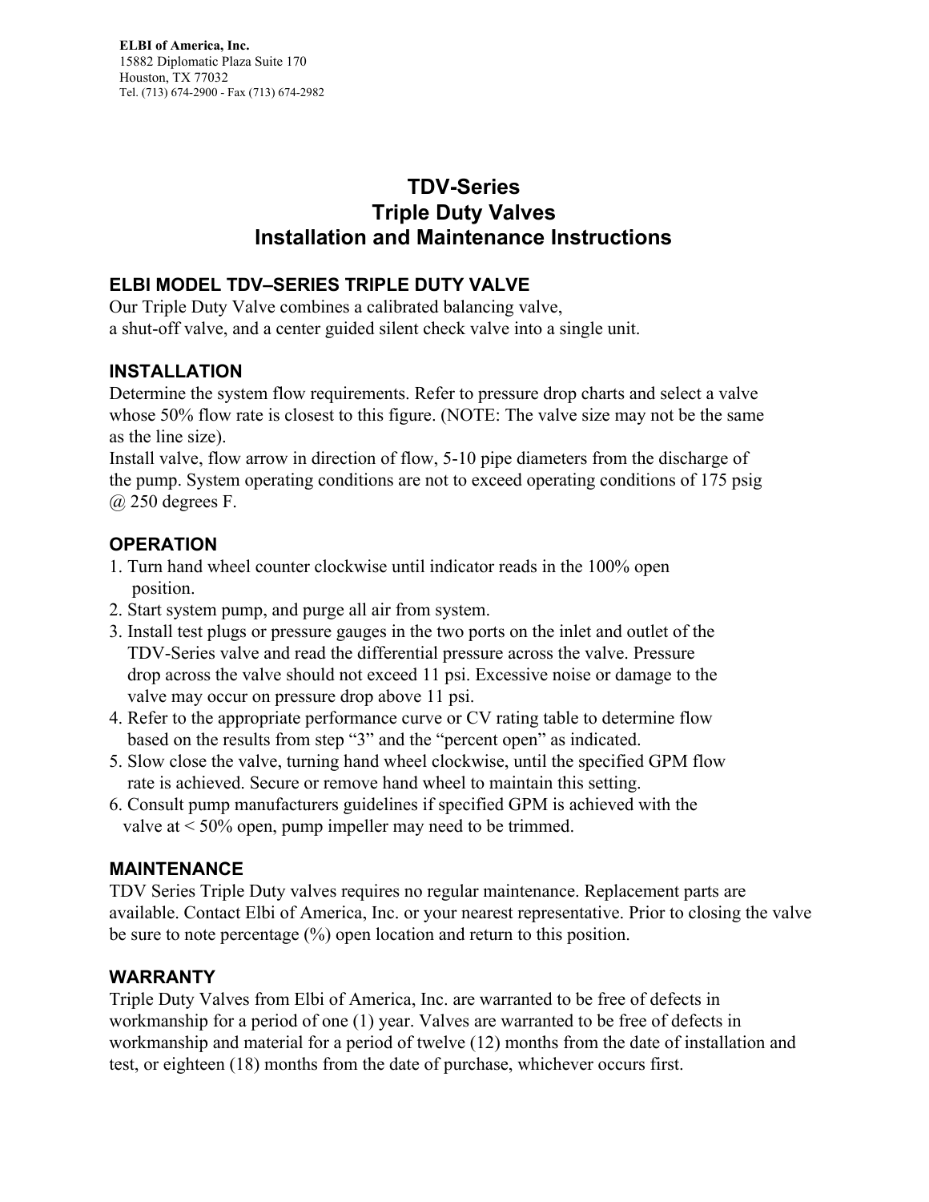**ELBI of America, Inc.**
15882 Diplomatic Plaza Suite 170
Houston, TX 77032
Tel. (713) 674-2900 - Fax (713) 674-2982

# TDV-Series
# Triple Duty Valves
# Installation and Maintenance Instructions

## ELBI MODEL TDV–SERIES TRIPLE DUTY VALVE

Our Triple Duty Valve combines a calibrated balancing valve,
a shut-off valve, and a center guided silent check valve into a single unit.

## INSTALLATION

Determine the system flow requirements. Refer to pressure drop charts and select a valve whose 50% flow rate is closest to this figure. (NOTE: The valve size may not be the same as the line size).
Install valve, flow arrow in direction of flow, 5-10 pipe diameters from the discharge of the pump. System operating conditions are not to exceed operating conditions of 175 psig @ 250 degrees F.

## OPERATION

1. Turn hand wheel counter clockwise until indicator reads in the 100% open position.
2. Start system pump, and purge all air from system.
3. Install test plugs or pressure gauges in the two ports on the inlet and outlet of the TDV-Series valve and read the differential pressure across the valve. Pressure drop across the valve should not exceed 11 psi. Excessive noise or damage to the valve may occur on pressure drop above 11 psi.
4. Refer to the appropriate performance curve or CV rating table to determine flow based on the results from step “3” and the “percent open” as indicated.
5. Slow close the valve, turning hand wheel clockwise, until the specified GPM flow rate is achieved. Secure or remove hand wheel to maintain this setting.
6. Consult pump manufacturers guidelines if specified GPM is achieved with the valve at < 50% open, pump impeller may need to be trimmed.

## MAINTENANCE

TDV Series Triple Duty valves requires no regular maintenance. Replacement parts are available. Contact Elbi of America, Inc. or your nearest representative. Prior to closing the valve be sure to note percentage (%) open location and return to this position.

## WARRANTY

Triple Duty Valves from Elbi of America, Inc. are warranted to be free of defects in workmanship for a period of one (1) year. Valves are warranted to be free of defects in workmanship and material for a period of twelve (12) months from the date of installation and test, or eighteen (18) months from the date of purchase, whichever occurs first.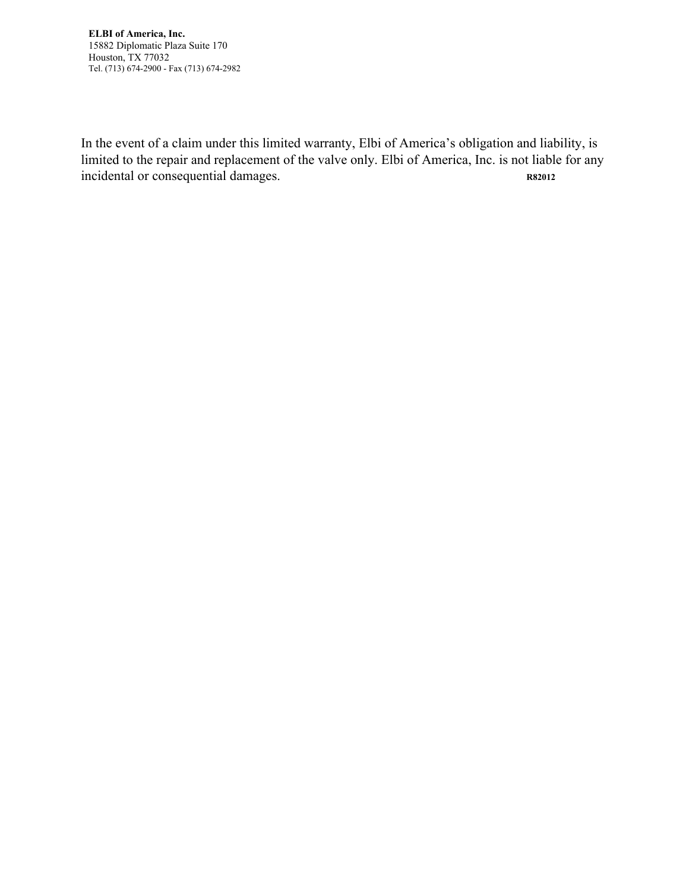**ELBI of America, Inc.**
15882 Diplomatic Plaza Suite 170
Houston, TX 77032
Tel. (713) 674-2900 - Fax (713) 674-2982

In the event of a claim under this limited warranty, Elbi of America's obligation and liability, is limited to the repair and replacement of the valve only. Elbi of America, Inc. is not liable for any incidental or consequential damages. **R82012**